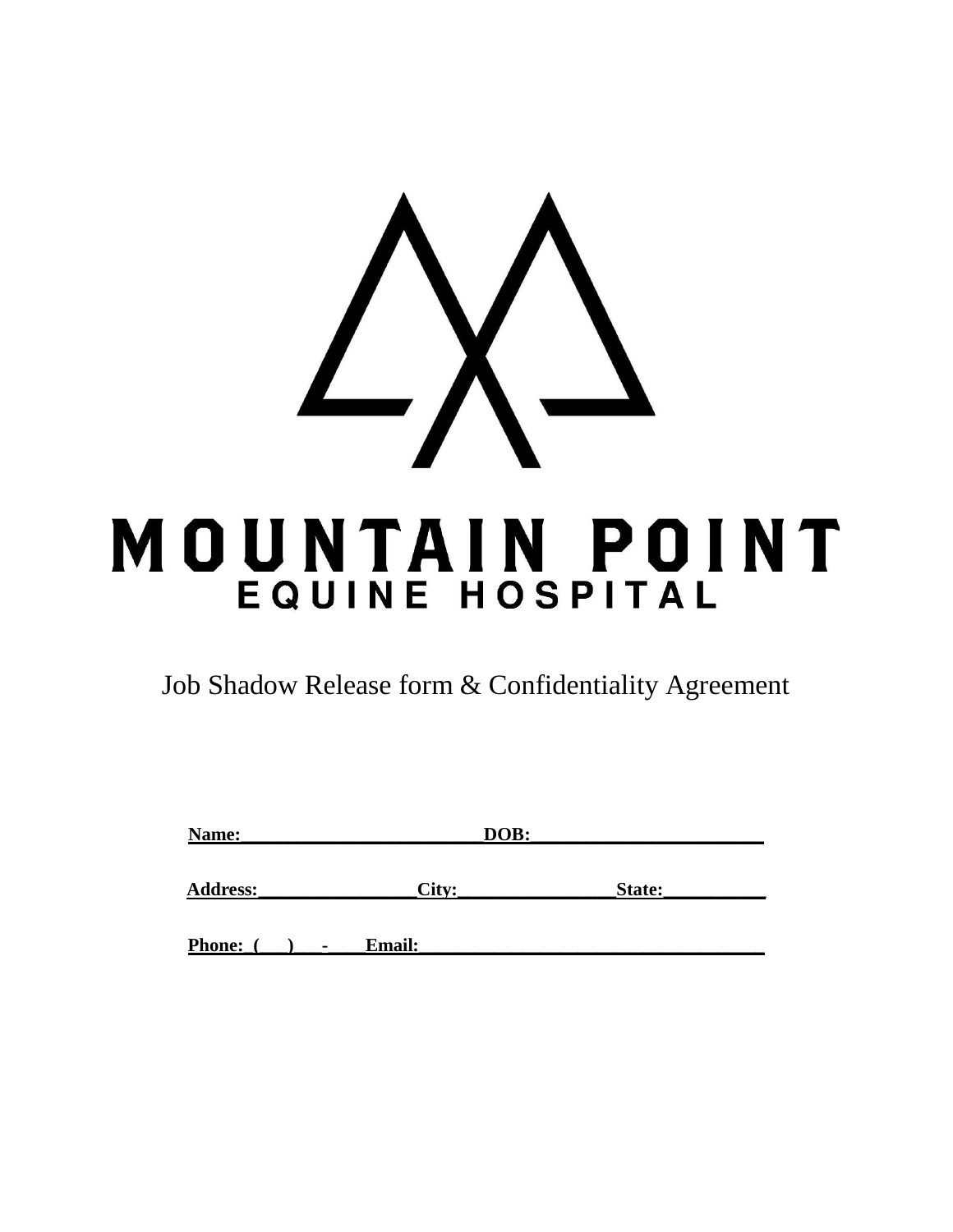# MOUNTAIN POINT
## EQUINE HOSPITAL

Job Shadow Release form & Confidentiality Agreement

**Name:**___________________________**DOB:**_________________________

**Address:**_________________**City:**_________________**State:**___________

**Phone: (    )    -    Email:**_____________________________________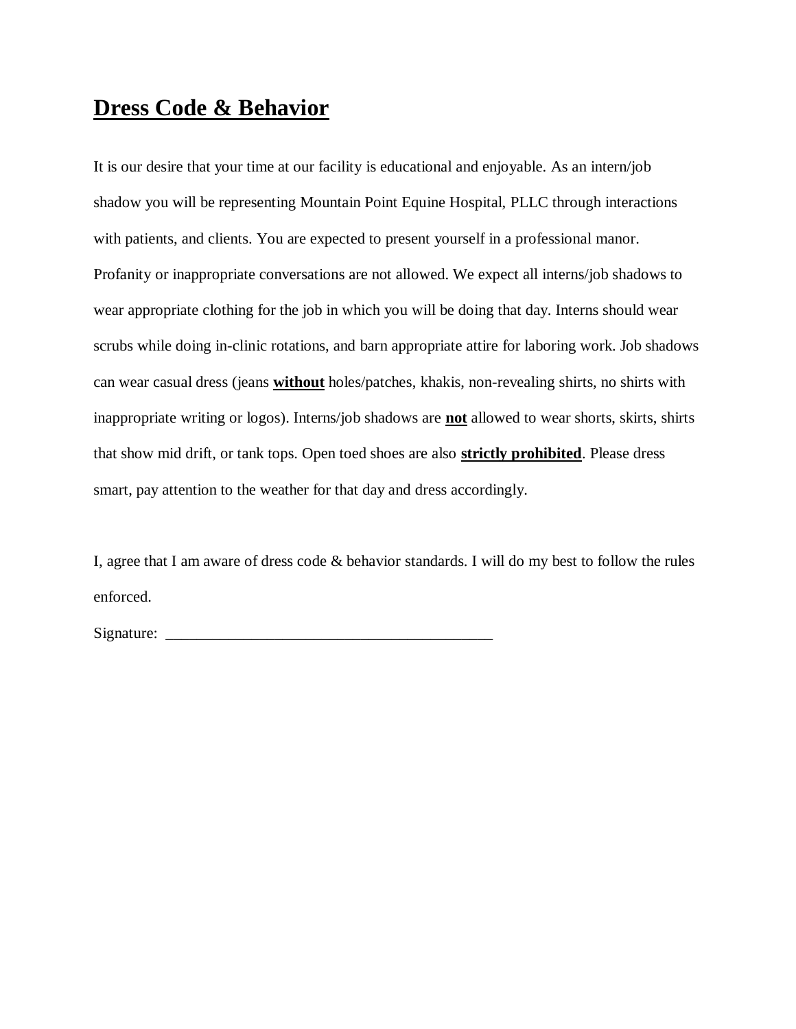# **Dress Code & Behavior**

It is our desire that your time at our facility is educational and enjoyable. As an intern/job shadow you will be representing Mountain Point Equine Hospital, PLLC through interactions with patients, and clients. You are expected to present yourself in a professional manor. Profanity or inappropriate conversations are not allowed. We expect all interns/job shadows to wear appropriate clothing for the job in which you will be doing that day. Interns should wear scrubs while doing in-clinic rotations, and barn appropriate attire for laboring work. Job shadows can wear casual dress (jeans **without** holes/patches, khakis, non-revealing shirts, no shirts with inappropriate writing or logos). Interns/job shadows are **not** allowed to wear shorts, skirts, shirts that show mid drift, or tank tops. Open toed shoes are also **strictly prohibited**. Please dress smart, pay attention to the weather for that day and dress accordingly.

I, agree that I am aware of dress code & behavior standards. I will do my best to follow the rules enforced.

Signature: ___________________________________________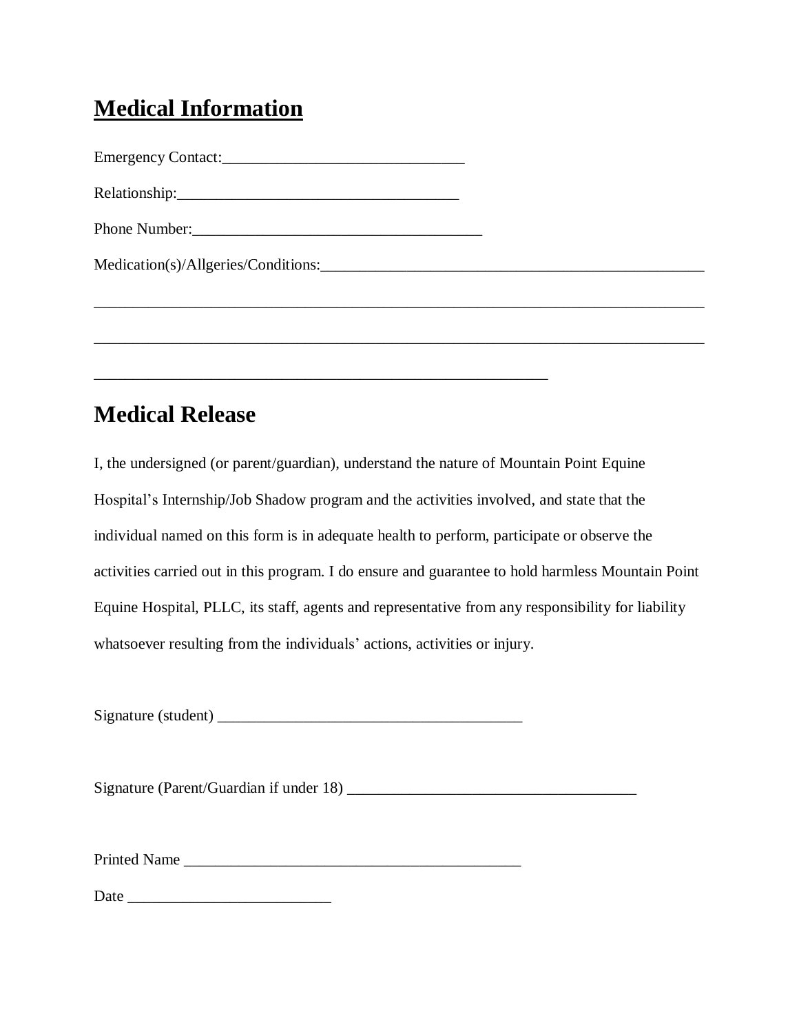## **Medical Information**

Emergency Contact:_______________________________

Relationship:_____________________________________

Phone Number:______________________________________

Medication(s)/Allgeries/Conditions:__________________________________________________

________________________________________________________________________________

________________________________________________________________________________

____________________________________________________________

## Medical Release

I, the undersigned (or parent/guardian), understand the nature of Mountain Point Equine Hospital's Internship/Job Shadow program and the activities involved, and state that the individual named on this form is in adequate health to perform, participate or observe the activities carried out in this program. I do ensure and guarantee to hold harmless Mountain Point Equine Hospital, PLLC, its staff, agents and representative from any responsibility for liability whatsoever resulting from the individuals' actions, activities or injury.

Signature (student) ________________________________________

Signature (Parent/Guardian if under 18) ______________________________________

Printed Name ____________________________________________

Date __________________________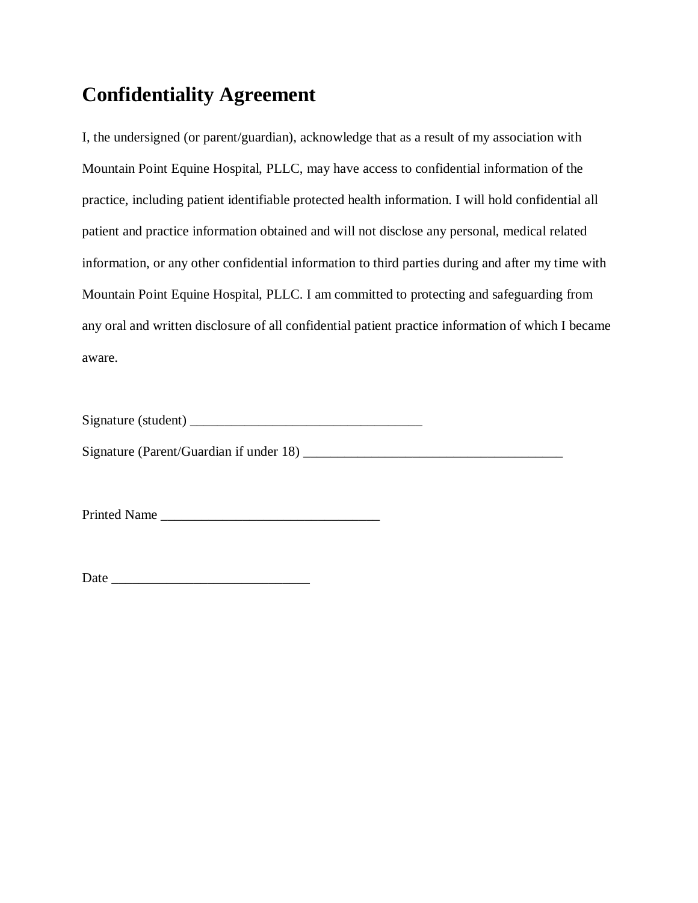# Confidentiality Agreement

I, the undersigned (or parent/guardian), acknowledge that as a result of my association with Mountain Point Equine Hospital, PLLC, may have access to confidential information of the practice, including patient identifiable protected health information. I will hold confidential all patient and practice information obtained and will not disclose any personal, medical related information, or any other confidential information to third parties during and after my time with Mountain Point Equine Hospital, PLLC. I am committed to protecting and safeguarding from any oral and written disclosure of all confidential patient practice information of which I became aware.

Signature (student) ___________________________________

Signature (Parent/Guardian if under 18) _______________________________________

Printed Name _________________________________

Date ______________________________